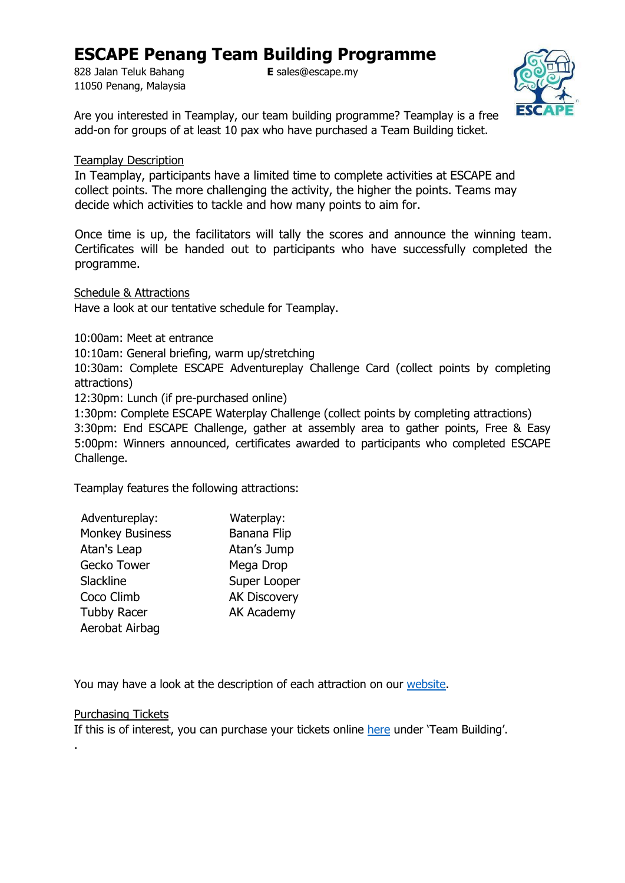# ESCAPE Penang Team Building Programme

828 Jalan Teluk Bahang
11050 Penang, Malaysia

**E** sales@escape.my

Are you interested in Teamplay, our team building programme? Teamplay is a free add-on for groups of at least 10 pax who have purchased a Team Building ticket.

## Teamplay Description

In Teamplay, participants have a limited time to complete activities at ESCAPE and collect points. The more challenging the activity, the higher the points. Teams may decide which activities to tackle and how many points to aim for.

Once time is up, the facilitators will tally the scores and announce the winning team. Certificates will be handed out to participants who have successfully completed the programme.

## Schedule & Attractions

Have a look at our tentative schedule for Teamplay.

10:00am: Meet at entrance
10:10am: General briefing, warm up/stretching
10:30am: Complete ESCAPE Adventureplay Challenge Card (collect points by completing attractions)
12:30pm: Lunch (if pre-purchased online)
1:30pm: Complete ESCAPE Waterplay Challenge (collect points by completing attractions)
3:30pm: End ESCAPE Challenge, gather at assembly area to gather points, Free & Easy
5:00pm: Winners announced, certificates awarded to participants who completed ESCAPE Challenge.

Teamplay features the following attractions:

| Adventureplay: | Waterplay: |
|---|---|
| Monkey Business | Banana Flip |
| Atan's Leap | Atan's Jump |
| Gecko Tower | Mega Drop |
| Slackline | Super Looper |
| Coco Climb | AK Discovery |
| Tubby Racer | AK Academy |
| Aerobat Airbag | |

You may have a look at the description of each attraction on our website.

## Purchasing Tickets

If this is of interest, you can purchase your tickets online here under 'Team Building'.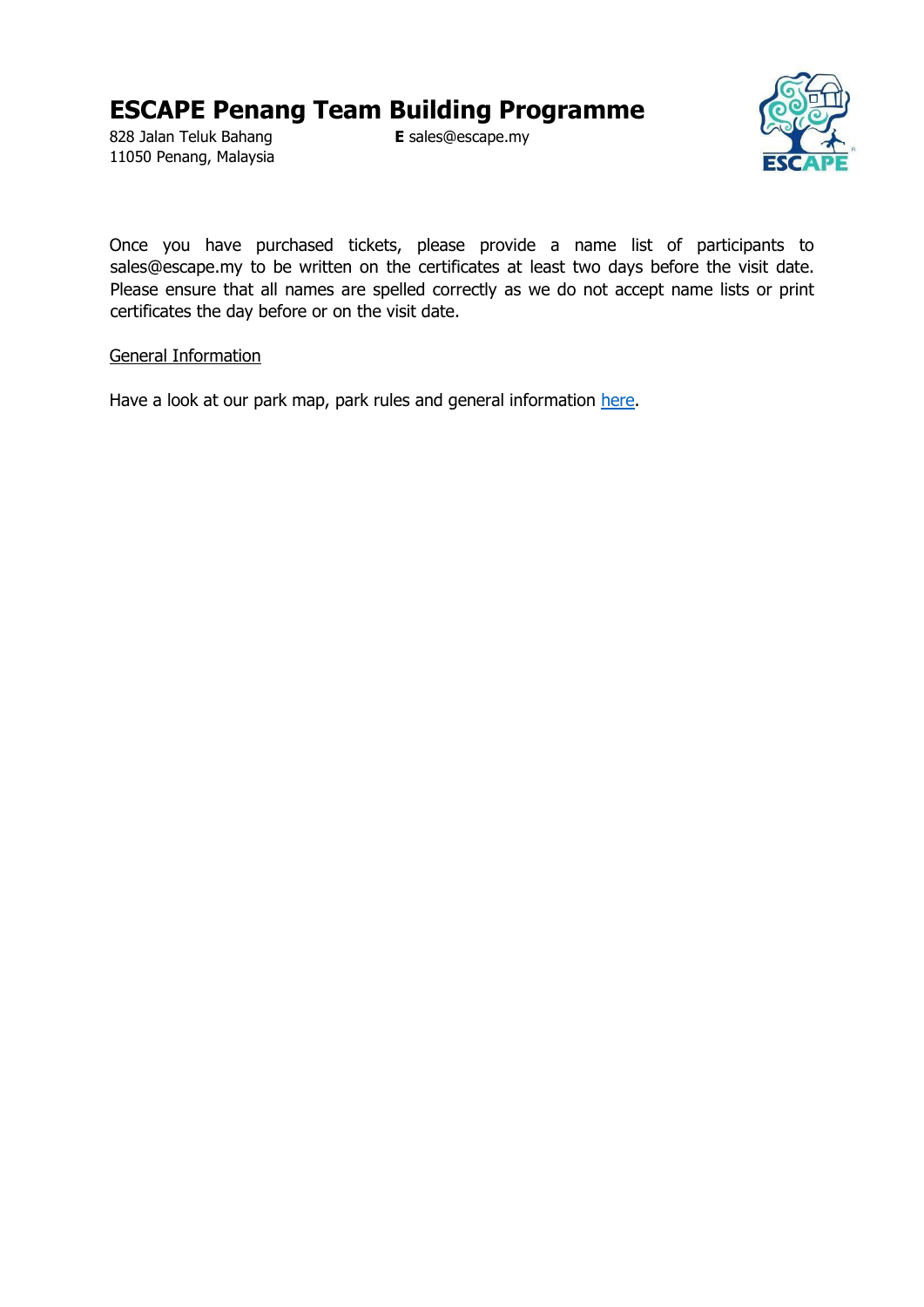# ESCAPE Penang Team Building Programme

828 Jalan Teluk Bahang
11050 Penang, Malaysia

**E** sales@escape.my

Once you have purchased tickets, please provide a name list of participants to sales@escape.my to be written on the certificates at least two days before the visit date. Please ensure that all names are spelled correctly as we do not accept name lists or print certificates the day before or on the visit date.

General Information

Have a look at our park map, park rules and general information here.